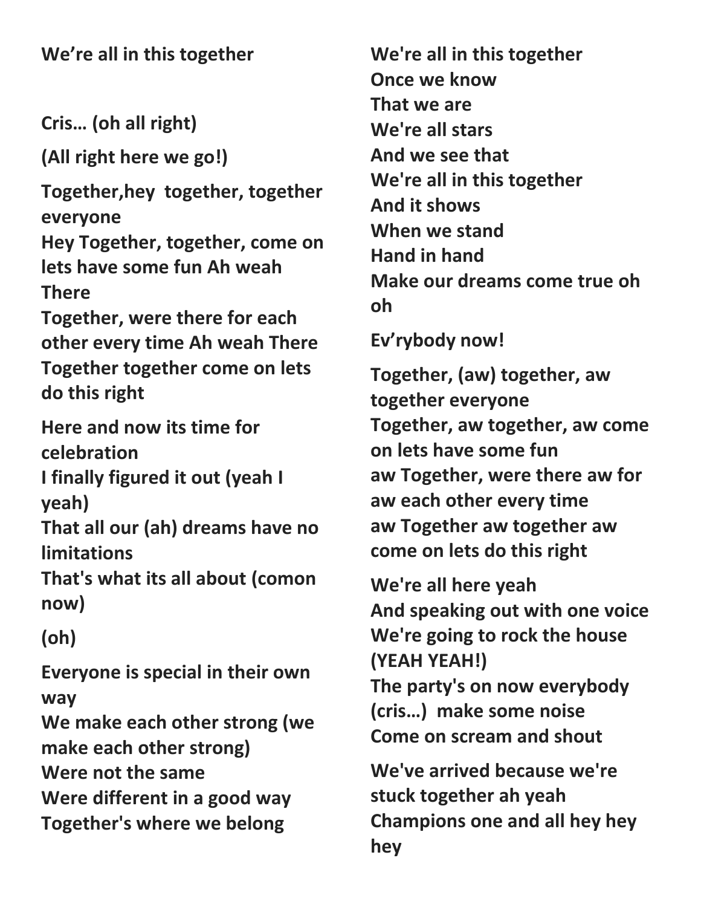**We're all in this together**

**Cris… (oh all right)**

**(All right here we go!)**

**Together,hey together, together everyone**
**Hey Together, together, come on lets have some fun Ah weah There**
**Together, were there for each other every time Ah weah There**
**Together together come on lets do this right**

**Here and now its time for celebration**
**I finally figured it out (yeah I yeah)**
**That all our (ah) dreams have no limitations**
**That's what its all about (comon now)**

**(oh)**

**Everyone is special in their own way**
**We make each other strong (we make each other strong)**
**Were not the same**
**Were different in a good way**
**Together's where we belong**

**We're all in this together**
**Once we know**
**That we are**
**We're all stars**
**And we see that**
**We're all in this together**
**And it shows**
**When we stand**
**Hand in hand**
**Make our dreams come true oh oh**

**Ev'rybody now!**

**Together, (aw) together, aw together everyone**
**Together, aw together, aw come on lets have some fun**
**aw Together, were there aw for aw each other every time**
**aw Together aw together aw come on lets do this right**

**We're all here yeah**
**And speaking out with one voice**
**We're going to rock the house (YEAH YEAH!)**
**The party's on now everybody (cris…) make some noise**
**Come on scream and shout**

**We've arrived because we're stuck together ah yeah**
**Champions one and all hey hey hey**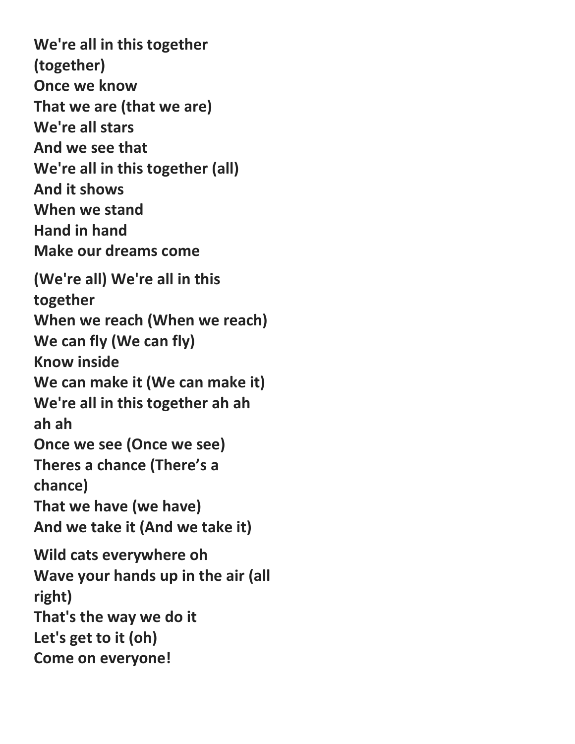**We're all in this together (together)**
**Once we know**
**That we are (that we are)**
**We're all stars**
**And we see that**
**We're all in this together (all)**
**And it shows**
**When we stand**
**Hand in hand**
**Make our dreams come**

**(We're all) We're all in this together**
**When we reach (When we reach)**
**We can fly (We can fly)**
**Know inside**
**We can make it (We can make it)**
**We're all in this together ah ah ah ah**
**Once we see (Once we see)**
**Theres a chance (There's a chance)**
**That we have (we have)**
**And we take it (And we take it)**

**Wild cats everywhere oh**
**Wave your hands up in the air (all right)**
**That's the way we do it**
**Let's get to it (oh)**
**Come on everyone!**